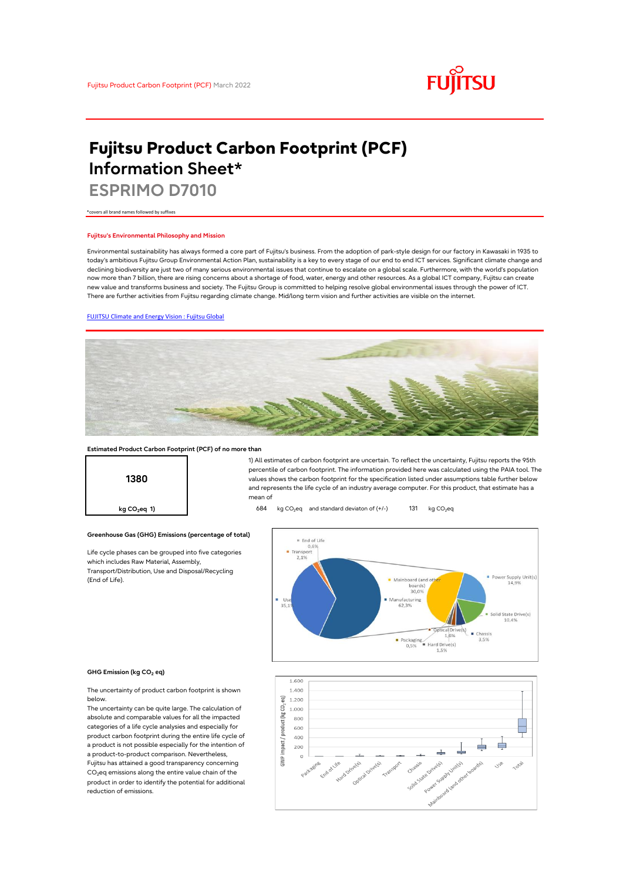# Fujitsu Product Carbon Footprint (PCF) Information Sheet*

## ESPRIMO D7010

*covers all brand names followed by suffixes

### Fujitsu's Environmental Philosophy and Mission

Environmental sustainability has always formed a core part of Fujitsu's business. From the adoption of park-style design for our factory in Kawasaki in 1935 to today's ambitious Fujitsu Group Environmental Action Plan, sustainability is a key to every stage of our end to end ICT services. Significant climate change and declining biodiversity are just two of many serious environmental issues that continue to escalate on a global scale. Furthermore, with the world's population now more than 7 billion, there are rising concerns about a shortage of food, water, energy and other resources. As a global ICT company, Fujitsu can create new value and transforms business and society. The Fujitsu Group is committed to helping resolve global environmental issues through the power of ICT. There are further activities from Fujitsu regarding climate change. Mid/long term vision and further activities are visible on the internet.

[FUJITSU Climate and Energy Vision : Fujitsu Global]

### Estimated Product Carbon Footprint (PCF) of no more than

**1380**

kg $CO_2$eq 1)

1) All estimates of carbon footprint are uncertain. To reflect the uncertainty, Fujitsu reports the 95th percentile of carbon footprint. The information provided here was calculated using the PAIA tool. The values shows the carbon footprint for the specification listed under assumptions table further below and represents the life cycle of an industry average computer. For this product, that estimate has a mean of

684 kg $CO_2$eq and standard deviaton of (+/-) 131 kg $CO_2$eq

### Greenhouse Gas (GHG) Emissions (percentage of total)

Life cycle phases can be grouped into five categories which includes Raw Material, Assembly, Transport/Distribution, Use and Disposal/Recycling (End of Life).

End of Life 0,6%
Transport 2,1%
Use 35,1%
Manufacturing 62,3%
Mainboard (and other boards) 30,0%
Power Supply Unit(s) 14,9%
Solid State Drive(s) 10,4%
Chassis 3,5%
Hard Drive(s) 1,5%
Optical Drive(s) 1,6%
Packaging 0,5%

### GHG Emission (kg $CO_2$ eq)

The uncertainty of product carbon footprint is shown below.

The uncertainty can be quite large. The calculation of absolute and comparable values for all the impacted categories of a life cycle analyses and especially for product carbon footprint during the entire life cycle of a product is not possible especially for the intention of a product-to-product comparison. Nevertheless, Fujitsu has attained a good transparency concerning $CO_2$eq emissions along the entire value chain of the product in order to identify the potential for additional reduction of emissions.

GWP impact / product (kg $CO_2$ eq): Packaging, End of Life, Hard Drive(s), Optical Drive(s), Transport, Chassis, Solid State Drive(s), Power Supply Unit(s), Mainboard (and other boards), Use, Total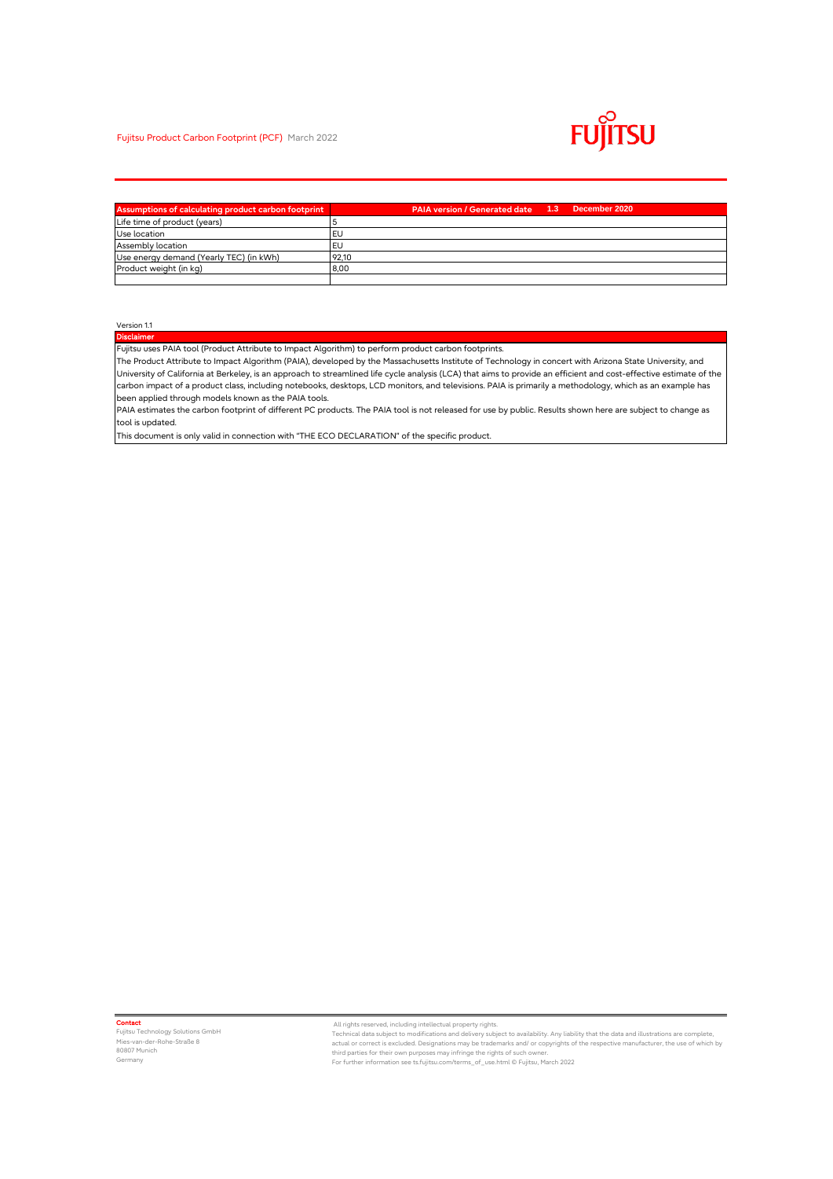Fujitsu Product Carbon Footprint (PCF) March 2022

| Assumptions of calculating product carbon footprint | PAIA version / Generated date 1.3 December 2020 |
|---|---|
| Life time of product (years) | 5 |
| Use location | EU |
| Assembly location | EU |
| Use energy demand (Yearly TEC) (in kWh) | 92,10 |
| Product weight (in kg) | 8,00 |
| | |

Version 1.1

**Disclaimer**

Fujitsu uses PAIA tool (Product Attribute to Impact Algorithm) to perform product carbon footprints.

The Product Attribute to Impact Algorithm (PAIA), developed by the Massachusetts Institute of Technology in concert with Arizona State University, and University of California at Berkeley, is an approach to streamlined life cycle analysis (LCA) that aims to provide an efficient and cost-effective estimate of the carbon impact of a product class, including notebooks, desktops, LCD monitors, and televisions. PAIA is primarily a methodology, which as an example has been applied through models known as the PAIA tools.

PAIA estimates the carbon footprint of different PC products. The PAIA tool is not released for use by public. Results shown here are subject to change as tool is updated.

This document is only valid in connection with "THE ECO DECLARATION" of the specific product.

**Contact**
Fujitsu Technology Solutions GmbH
Mies-van-der-Rohe-Straße 8
80807 Munich
Germany

All rights reserved, including intellectual property rights.
Technical data subject to modifications and delivery subject to availability. Any liability that the data and illustrations are complete, actual or correct is excluded. Designations may be trademarks and/ or copyrights of the respective manufacturer, the use of which by third parties for their own purposes may infringe the rights of such owner.
For further information see ts.fujitsu.com/terms_of_use.html © Fujitsu, March 2022